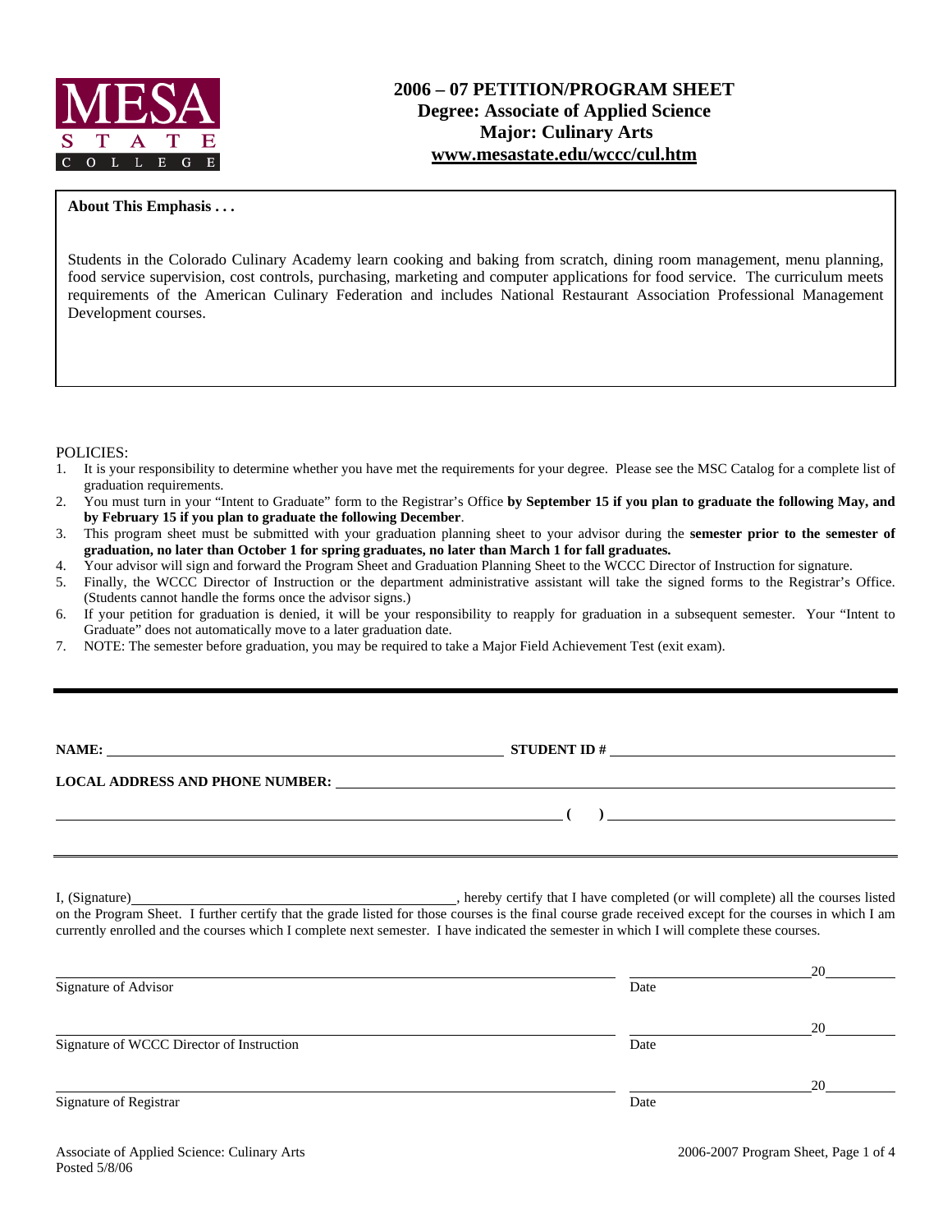MESA STATE COLLEGE

# 2006 – 07 PETITION/PROGRAM SHEET
## Degree: Associate of Applied Science
## Major: Culinary Arts
## www.mesastate.edu/wccc/cul.htm

**About This Emphasis . . .**

Students in the Colorado Culinary Academy learn cooking and baking from scratch, dining room management, menu planning, food service supervision, cost controls, purchasing, marketing and computer applications for food service. The curriculum meets requirements of the American Culinary Federation and includes National Restaurant Association Professional Management Development courses.

POLICIES:

1. It is your responsibility to determine whether you have met the requirements for your degree. Please see the MSC Catalog for a complete list of graduation requirements.
2. You must turn in your "Intent to Graduate" form to the Registrar's Office **by September 15 if you plan to graduate the following May, and by February 15 if you plan to graduate the following December**.
3. This program sheet must be submitted with your graduation planning sheet to your advisor during the **semester prior to the semester of graduation, no later than October 1 for spring graduates, no later than March 1 for fall graduates.**
4. Your advisor will sign and forward the Program Sheet and Graduation Planning Sheet to the WCCC Director of Instruction for signature.
5. Finally, the WCCC Director of Instruction or the department administrative assistant will take the signed forms to the Registrar's Office. (Students cannot handle the forms once the advisor signs.)
6. If your petition for graduation is denied, it will be your responsibility to reapply for graduation in a subsequent semester. Your "Intent to Graduate" does not automatically move to a later graduation date.
7. NOTE: The semester before graduation, you may be required to take a Major Field Achievement Test (exit exam).

---

**NAME:** ______________________________ **STUDENT ID #** ______________________________

**LOCAL ADDRESS AND PHONE NUMBER:** ______________________________

______________________________ **( )** ______________________________

---

I, (Signature)______________________________, hereby certify that I have completed (or will complete) all the courses listed on the Program Sheet. I further certify that the grade listed for those courses is the final course grade received except for the courses in which I am currently enrolled and the courses which I complete next semester. I have indicated the semester in which I will complete these courses.

______________________________ ______________ 20______
Signature of Advisor Date

______________________________ ______________ 20______
Signature of WCCC Director of Instruction Date

______________________________ ______________ 20______
Signature of Registrar Date

Associate of Applied Science: Culinary Arts
Posted 5/8/06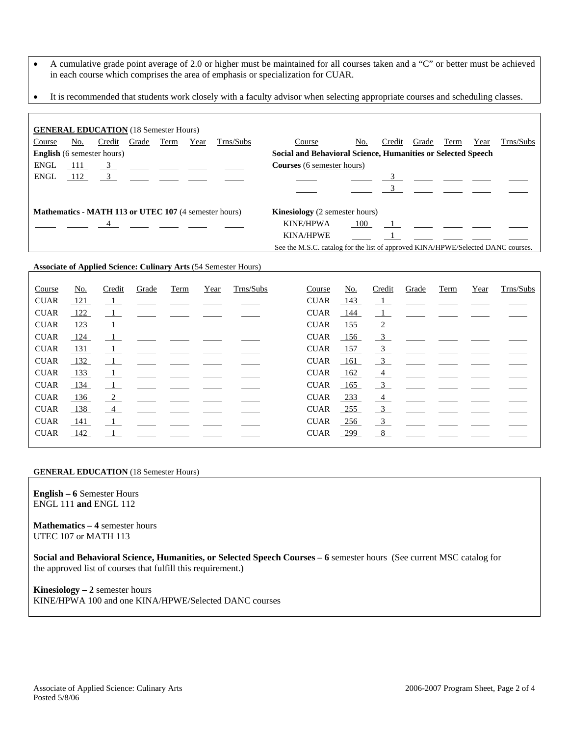- A cumulative grade point average of 2.0 or higher must be maintained for all courses taken and a "C" or better must be achieved in each course which comprises the area of emphasis or specialization for CUAR.
- It is recommended that students work closely with a faculty advisor when selecting appropriate courses and scheduling classes.

**GENERAL EDUCATION** (18 Semester Hours)

| Course | No. | Credit | Grade | Term | Year | Trns/Subs |
|---|---|---|---|---|---|---|
| **English** (6 semester hours) | | | | | | |
| ENGL | 111 | 3 | | | | |
| ENGL | 112 | 3 | | | | |
| **Mathematics - MATH 113 or UTEC 107** (4 semester hours) | | | | | | |
| | | 4 | | | | |
| **Social and Behavioral Science, Humanities or Selected Speech Courses** (6 semester hours) | | | | | | |
| | | 3 | | | | |
| | | 3 | | | | |
| **Kinesiology** (2 semester hours) | | | | | | |
| KINE/HPWA | 100 | 1 | | | | |
| KINA/HPWE | | 1 | | | | |

See the M.S.C. catalog for the list of approved KINA/HPWE/Selected DANC courses.

**Associate of Applied Science: Culinary Arts** (54 Semester Hours)

| Course | No. | Credit | Grade | Term | Year | Trns/Subs | Course | No. | Credit | Grade | Term | Year | Trns/Subs |
|---|---|---|---|---|---|---|---|---|---|---|---|---|---|
| CUAR | 121 | 1 | | | | | CUAR | 143 | 1 | | | | |
| CUAR | 122 | 1 | | | | | CUAR | 144 | 1 | | | | |
| CUAR | 123 | 1 | | | | | CUAR | 155 | 2 | | | | |
| CUAR | 124 | 1 | | | | | CUAR | 156 | 3 | | | | |
| CUAR | 131 | 1 | | | | | CUAR | 157 | 3 | | | | |
| CUAR | 132 | 1 | | | | | CUAR | 161 | 3 | | | | |
| CUAR | 133 | 1 | | | | | CUAR | 162 | 4 | | | | |
| CUAR | 134 | 1 | | | | | CUAR | 165 | 3 | | | | |
| CUAR | 136 | 2 | | | | | CUAR | 233 | 4 | | | | |
| CUAR | 138 | 4 | | | | | CUAR | 255 | 3 | | | | |
| CUAR | 141 | 1 | | | | | CUAR | 256 | 3 | | | | |
| CUAR | 142 | 1 | | | | | CUAR | 299 | 8 | | | | |

**GENERAL EDUCATION** (18 Semester Hours)

**English – 6** Semester Hours
ENGL 111 **and** ENGL 112

**Mathematics – 4** semester hours
UTEC 107 or MATH 113

**Social and Behavioral Science, Humanities, or Selected Speech Courses – 6** semester hours (See current MSC catalog for the approved list of courses that fulfill this requirement.)

**Kinesiology – 2** semester hours
KINE/HPWA 100 and one KINA/HPWE/Selected DANC courses

Associate of Applied Science: Culinary Arts
Posted 5/8/06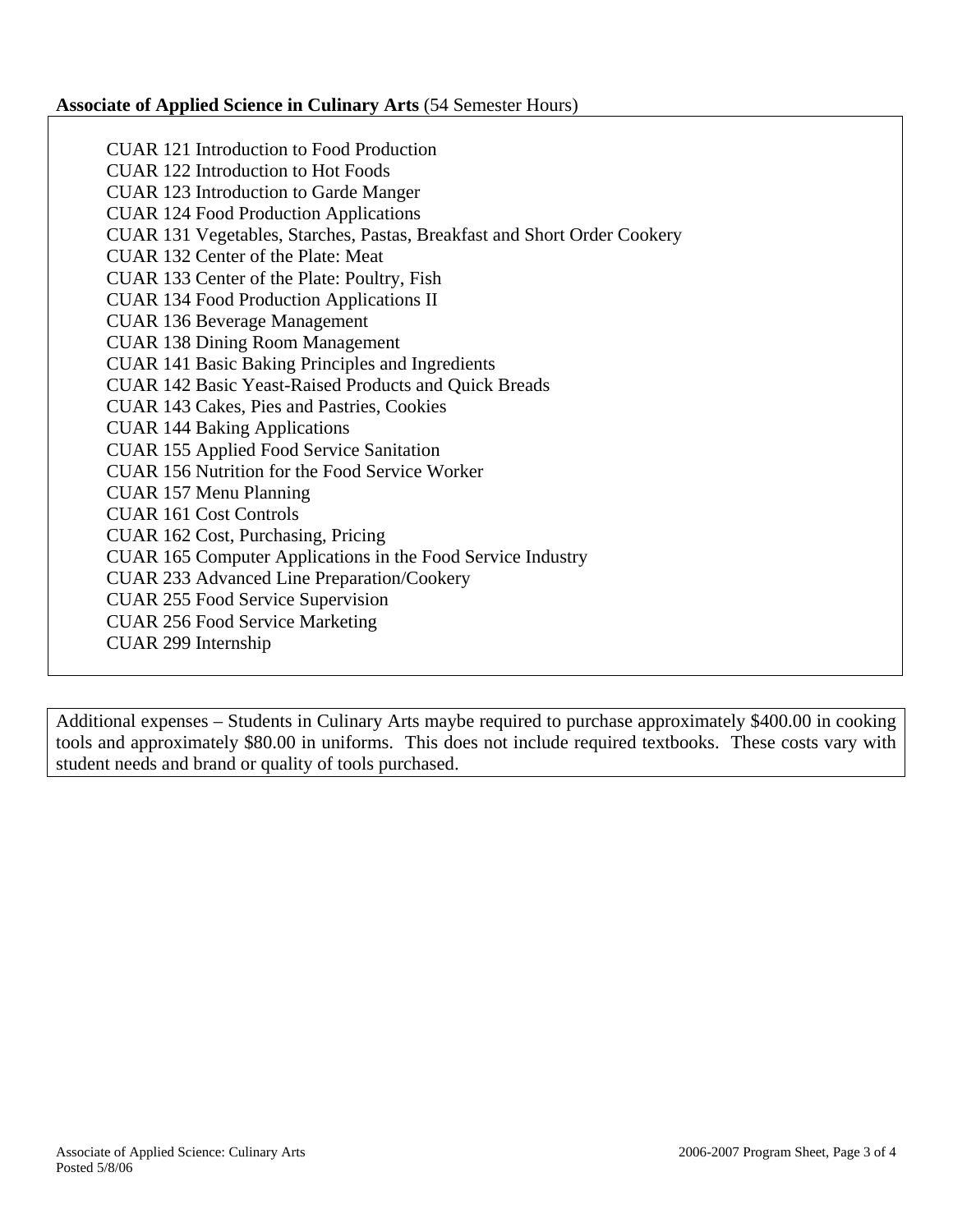**Associate of Applied Science in Culinary Arts** (54 Semester Hours)

CUAR 121 Introduction to Food Production
CUAR 122 Introduction to Hot Foods
CUAR 123 Introduction to Garde Manger
CUAR 124 Food Production Applications
CUAR 131 Vegetables, Starches, Pastas, Breakfast and Short Order Cookery
CUAR 132 Center of the Plate: Meat
CUAR 133 Center of the Plate: Poultry, Fish
CUAR 134 Food Production Applications II
CUAR 136 Beverage Management
CUAR 138 Dining Room Management
CUAR 141 Basic Baking Principles and Ingredients
CUAR 142 Basic Yeast-Raised Products and Quick Breads
CUAR 143 Cakes, Pies and Pastries, Cookies
CUAR 144 Baking Applications
CUAR 155 Applied Food Service Sanitation
CUAR 156 Nutrition for the Food Service Worker
CUAR 157 Menu Planning
CUAR 161 Cost Controls
CUAR 162 Cost, Purchasing, Pricing
CUAR 165 Computer Applications in the Food Service Industry
CUAR 233 Advanced Line Preparation/Cookery
CUAR 255 Food Service Supervision
CUAR 256 Food Service Marketing
CUAR 299 Internship

Additional expenses – Students in Culinary Arts maybe required to purchase approximately $400.00 in cooking tools and approximately $80.00 in uniforms. This does not include required textbooks. These costs vary with student needs and brand or quality of tools purchased.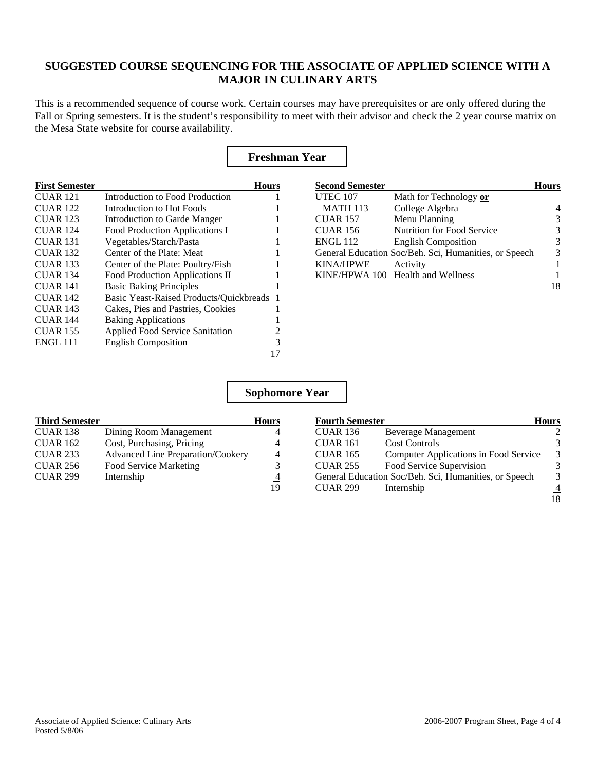## SUGGESTED COURSE SEQUENCING FOR THE ASSOCIATE OF APPLIED SCIENCE WITH A MAJOR IN CULINARY ARTS

This is a recommended sequence of course work. Certain courses may have prerequisites or are only offered during the Fall or Spring semesters. It is the student's responsibility to meet with their advisor and check the 2 year course matrix on the Mesa State website for course availability.

### Freshman Year

| First Semester | | Hours |
|---|---|---|
| CUAR 121 | Introduction to Food Production | 1 |
| CUAR 122 | Introduction to Hot Foods | 1 |
| CUAR 123 | Introduction to Garde Manger | 1 |
| CUAR 124 | Food Production Applications I | 1 |
| CUAR 131 | Vegetables/Starch/Pasta | 1 |
| CUAR 132 | Center of the Plate: Meat | 1 |
| CUAR 133 | Center of the Plate: Poultry/Fish | 1 |
| CUAR 134 | Food Production Applications II | 1 |
| CUAR 141 | Basic Baking Principles | 1 |
| CUAR 142 | Basic Yeast-Raised Products/Quickbreads | 1 |
| CUAR 143 | Cakes, Pies and Pastries, Cookies | 1 |
| CUAR 144 | Baking Applications | 1 |
| CUAR 155 | Applied Food Service Sanitation | 2 |
| ENGL 111 | English Composition | 3 |
| | | 17 |

| Second Semester | | Hours |
|---|---|---|
| UTEC 107 | Math for Technology **or** | |
| MATH 113 | College Algebra | 4 |
| CUAR 157 | Menu Planning | 3 |
| CUAR 156 | Nutrition for Food Service | 3 |
| ENGL 112 | English Composition | 3 |
| General Education Soc/Beh. Sci, Humanities, or Speech | | 3 |
| KINA/HPWE | Activity | 1 |
| KINE/HPWA 100 | Health and Wellness | 1 |
| | | 18 |

### Sophomore Year

| Third Semester | | Hours |
|---|---|---|
| CUAR 138 | Dining Room Management | 4 |
| CUAR 162 | Cost, Purchasing, Pricing | 4 |
| CUAR 233 | Advanced Line Preparation/Cookery | 4 |
| CUAR 256 | Food Service Marketing | 3 |
| CUAR 299 | Internship | 4 |
| | | 19 |

| Fourth Semester | | Hours |
|---|---|---|
| CUAR 136 | Beverage Management | 2 |
| CUAR 161 | Cost Controls | 3 |
| CUAR 165 | Computer Applications in Food Service | 3 |
| CUAR 255 | Food Service Supervision | 3 |
| General Education Soc/Beh. Sci, Humanities, or Speech | | 3 |
| CUAR 299 | Internship | 4 |
| | | 18 |

Associate of Applied Science: Culinary Arts
Posted 5/8/06